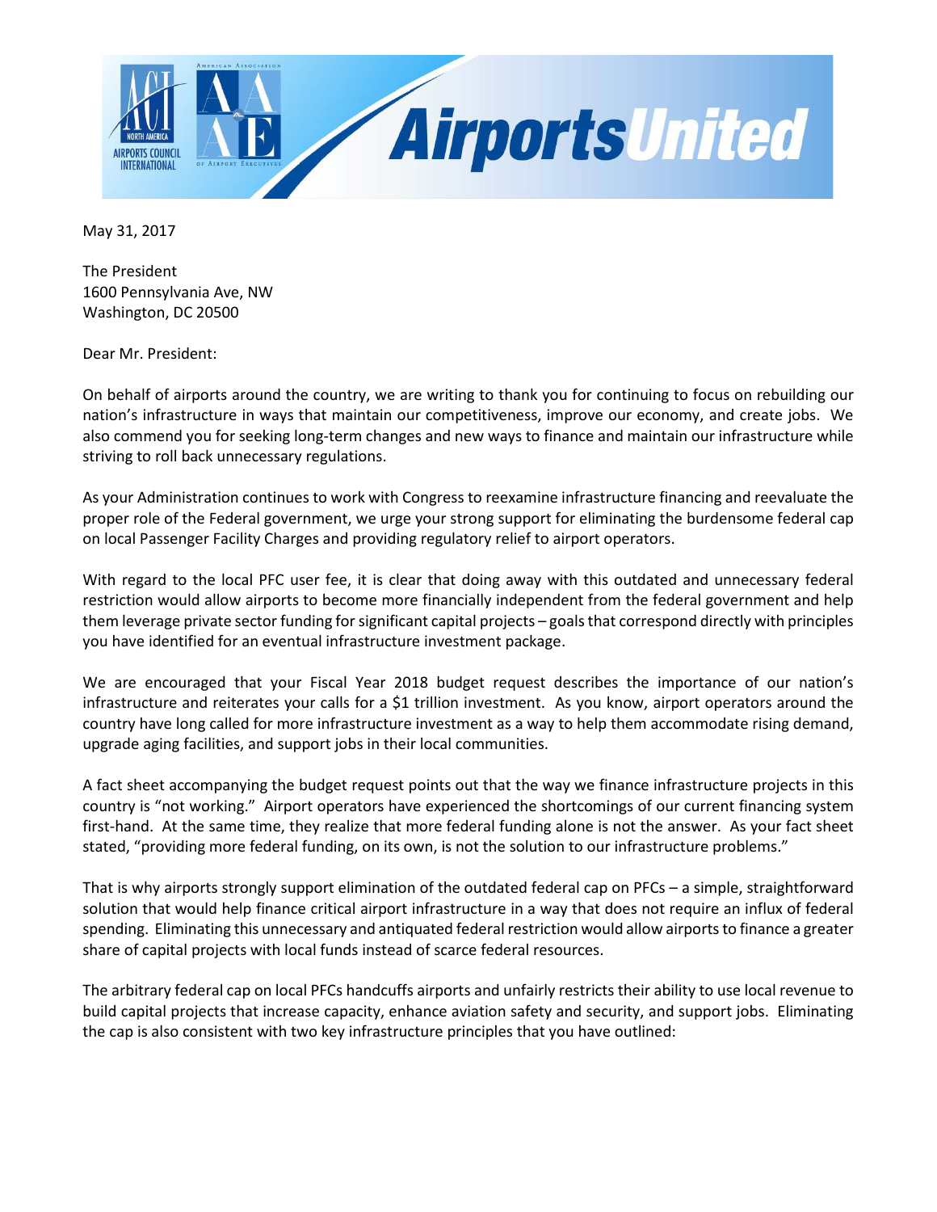May 31, 2017

The President
1600 Pennsylvania Ave, NW
Washington, DC 20500

Dear Mr. President:

On behalf of airports around the country, we are writing to thank you for continuing to focus on rebuilding our nation's infrastructure in ways that maintain our competitiveness, improve our economy, and create jobs. We also commend you for seeking long-term changes and new ways to finance and maintain our infrastructure while striving to roll back unnecessary regulations.

As your Administration continues to work with Congress to reexamine infrastructure financing and reevaluate the proper role of the Federal government, we urge your strong support for eliminating the burdensome federal cap on local Passenger Facility Charges and providing regulatory relief to airport operators.

With regard to the local PFC user fee, it is clear that doing away with this outdated and unnecessary federal restriction would allow airports to become more financially independent from the federal government and help them leverage private sector funding for significant capital projects – goals that correspond directly with principles you have identified for an eventual infrastructure investment package.

We are encouraged that your Fiscal Year 2018 budget request describes the importance of our nation's infrastructure and reiterates your calls for a $1 trillion investment. As you know, airport operators around the country have long called for more infrastructure investment as a way to help them accommodate rising demand, upgrade aging facilities, and support jobs in their local communities.

A fact sheet accompanying the budget request points out that the way we finance infrastructure projects in this country is "not working." Airport operators have experienced the shortcomings of our current financing system first-hand. At the same time, they realize that more federal funding alone is not the answer. As your fact sheet stated, "providing more federal funding, on its own, is not the solution to our infrastructure problems."

That is why airports strongly support elimination of the outdated federal cap on PFCs – a simple, straightforward solution that would help finance critical airport infrastructure in a way that does not require an influx of federal spending. Eliminating this unnecessary and antiquated federal restriction would allow airports to finance a greater share of capital projects with local funds instead of scarce federal resources.

The arbitrary federal cap on local PFCs handcuffs airports and unfairly restricts their ability to use local revenue to build capital projects that increase capacity, enhance aviation safety and security, and support jobs. Eliminating the cap is also consistent with two key infrastructure principles that you have outlined: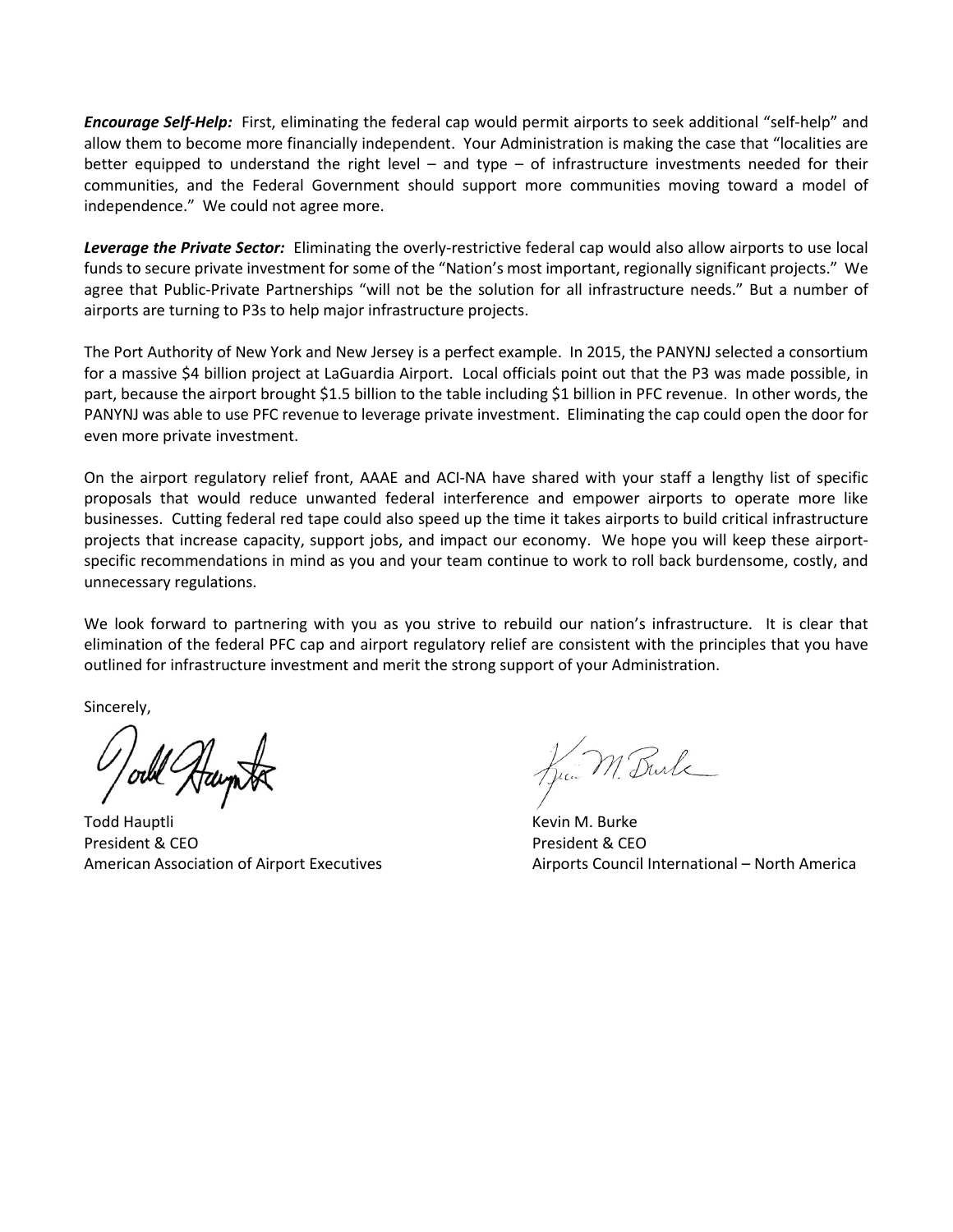***Encourage Self-Help:*** First, eliminating the federal cap would permit airports to seek additional "self-help" and allow them to become more financially independent. Your Administration is making the case that "localities are better equipped to understand the right level – and type – of infrastructure investments needed for their communities, and the Federal Government should support more communities moving toward a model of independence." We could not agree more.

***Leverage the Private Sector:*** Eliminating the overly-restrictive federal cap would also allow airports to use local funds to secure private investment for some of the "Nation's most important, regionally significant projects." We agree that Public-Private Partnerships "will not be the solution for all infrastructure needs." But a number of airports are turning to P3s to help major infrastructure projects.

The Port Authority of New York and New Jersey is a perfect example. In 2015, the PANYNJ selected a consortium for a massive $4 billion project at LaGuardia Airport. Local officials point out that the P3 was made possible, in part, because the airport brought $1.5 billion to the table including $1 billion in PFC revenue. In other words, the PANYNJ was able to use PFC revenue to leverage private investment. Eliminating the cap could open the door for even more private investment.

On the airport regulatory relief front, AAAE and ACI-NA have shared with your staff a lengthy list of specific proposals that would reduce unwanted federal interference and empower airports to operate more like businesses. Cutting federal red tape could also speed up the time it takes airports to build critical infrastructure projects that increase capacity, support jobs, and impact our economy. We hope you will keep these airport-specific recommendations in mind as you and your team continue to work to roll back burdensome, costly, and unnecessary regulations.

We look forward to partnering with you as you strive to rebuild our nation's infrastructure. It is clear that elimination of the federal PFC cap and airport regulatory relief are consistent with the principles that you have outlined for infrastructure investment and merit the strong support of your Administration.

Sincerely,

Todd Hauptli
President & CEO
American Association of Airport Executives

Kevin M. Burke
President & CEO
Airports Council International – North America